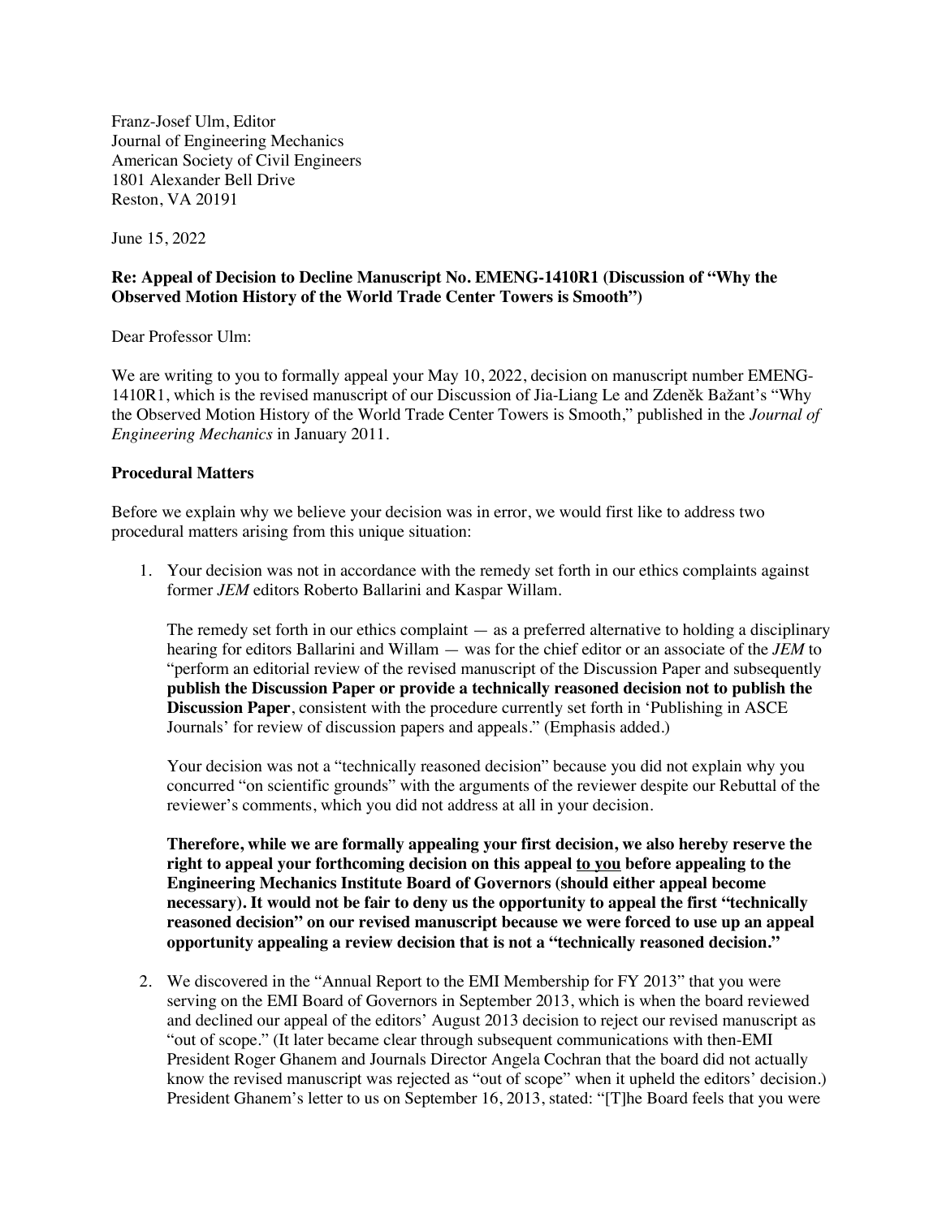Franz-Josef Ulm, Editor
Journal of Engineering Mechanics
American Society of Civil Engineers
1801 Alexander Bell Drive
Reston, VA 20191

June 15, 2022

**Re: Appeal of Decision to Decline Manuscript No. EMENG-1410R1 (Discussion of "Why the Observed Motion History of the World Trade Center Towers is Smooth")**

Dear Professor Ulm:

We are writing to you to formally appeal your May 10, 2022, decision on manuscript number EMENG-1410R1, which is the revised manuscript of our Discussion of Jia-Liang Le and Zdeněk Bažant's "Why the Observed Motion History of the World Trade Center Towers is Smooth," published in the *Journal of Engineering Mechanics* in January 2011.

**Procedural Matters**

Before we explain why we believe your decision was in error, we would first like to address two procedural matters arising from this unique situation:

1. Your decision was not in accordance with the remedy set forth in our ethics complaints against former *JEM* editors Roberto Ballarini and Kaspar Willam.

   The remedy set forth in our ethics complaint — as a preferred alternative to holding a disciplinary hearing for editors Ballarini and Willam — was for the chief editor or an associate of the *JEM* to "perform an editorial review of the revised manuscript of the Discussion Paper and subsequently **publish the Discussion Paper or provide a technically reasoned decision not to publish the Discussion Paper**, consistent with the procedure currently set forth in 'Publishing in ASCE Journals' for review of discussion papers and appeals." (Emphasis added.)

   Your decision was not a "technically reasoned decision" because you did not explain why you concurred "on scientific grounds" with the arguments of the reviewer despite our Rebuttal of the reviewer's comments, which you did not address at all in your decision.

   **Therefore, while we are formally appealing your first decision, we also hereby reserve the right to appeal your forthcoming decision on this appeal <u>to you</u> before appealing to the Engineering Mechanics Institute Board of Governors (should either appeal become necessary). It would not be fair to deny us the opportunity to appeal the first "technically reasoned decision" on our revised manuscript because we were forced to use up an appeal opportunity appealing a review decision that is not a "technically reasoned decision."**

2. We discovered in the "Annual Report to the EMI Membership for FY 2013" that you were serving on the EMI Board of Governors in September 2013, which is when the board reviewed and declined our appeal of the editors' August 2013 decision to reject our revised manuscript as "out of scope." (It later became clear through subsequent communications with then-EMI President Roger Ghanem and Journals Director Angela Cochran that the board did not actually know the revised manuscript was rejected as "out of scope" when it upheld the editors' decision.) President Ghanem's letter to us on September 16, 2013, stated: "[T]he Board feels that you were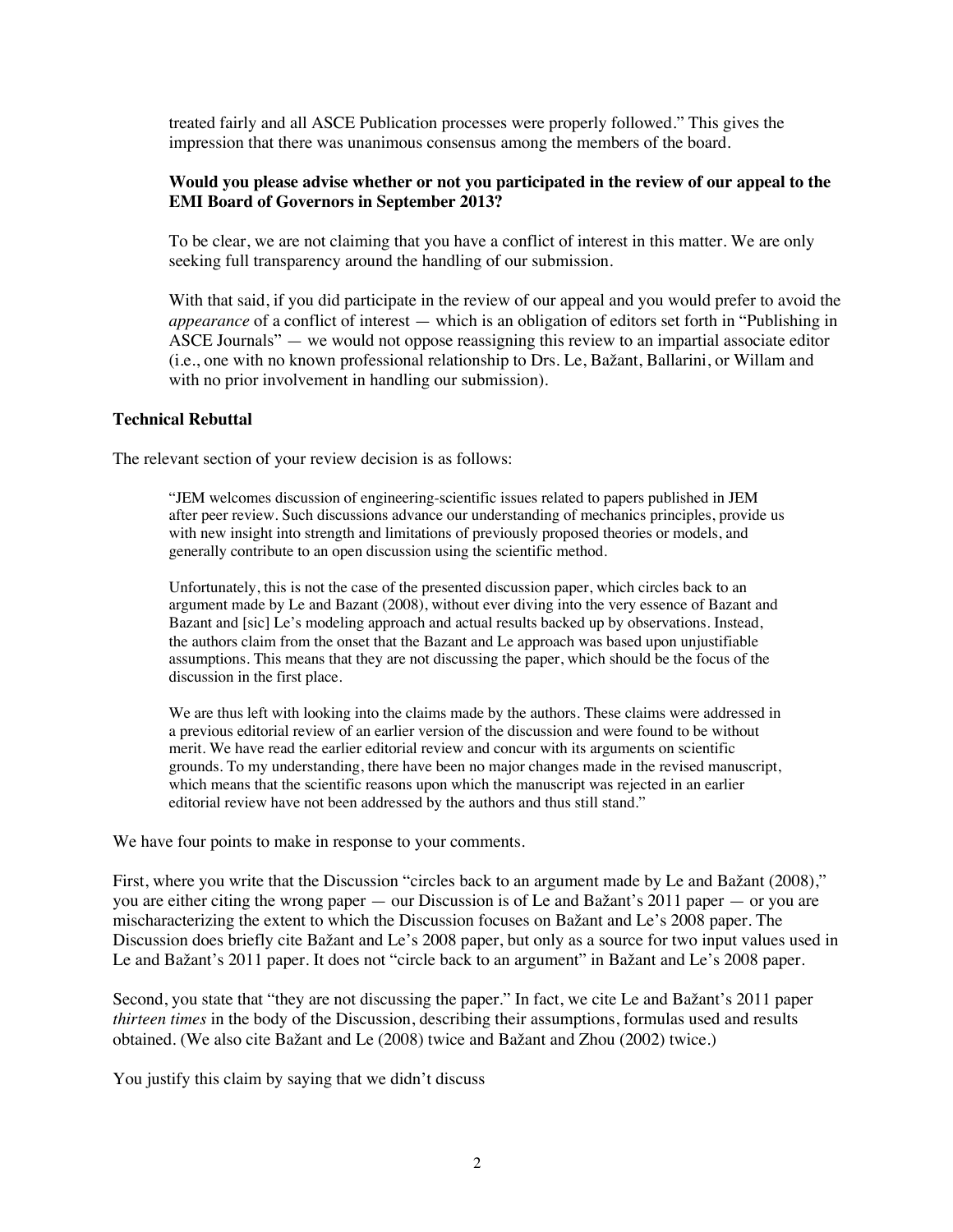treated fairly and all ASCE Publication processes were properly followed." This gives the impression that there was unanimous consensus among the members of the board.

**Would you please advise whether or not you participated in the review of our appeal to the EMI Board of Governors in September 2013?**

To be clear, we are not claiming that you have a conflict of interest in this matter. We are only seeking full transparency around the handling of our submission.

With that said, if you did participate in the review of our appeal and you would prefer to avoid the *appearance* of a conflict of interest — which is an obligation of editors set forth in "Publishing in ASCE Journals" — we would not oppose reassigning this review to an impartial associate editor (i.e., one with no known professional relationship to Drs. Le, Bažant, Ballarini, or Willam and with no prior involvement in handling our submission).

**Technical Rebuttal**

The relevant section of your review decision is as follows:

> "JEM welcomes discussion of engineering-scientific issues related to papers published in JEM after peer review. Such discussions advance our understanding of mechanics principles, provide us with new insight into strength and limitations of previously proposed theories or models, and generally contribute to an open discussion using the scientific method.
>
> Unfortunately, this is not the case of the presented discussion paper, which circles back to an argument made by Le and Bazant (2008), without ever diving into the very essence of Bazant and Bazant and [sic] Le's modeling approach and actual results backed up by observations. Instead, the authors claim from the onset that the Bazant and Le approach was based upon unjustifiable assumptions. This means that they are not discussing the paper, which should be the focus of the discussion in the first place.
>
> We are thus left with looking into the claims made by the authors. These claims were addressed in a previous editorial review of an earlier version of the discussion and were found to be without merit. We have read the earlier editorial review and concur with its arguments on scientific grounds. To my understanding, there have been no major changes made in the revised manuscript, which means that the scientific reasons upon which the manuscript was rejected in an earlier editorial review have not been addressed by the authors and thus still stand."

We have four points to make in response to your comments.

First, where you write that the Discussion "circles back to an argument made by Le and Bažant (2008)," you are either citing the wrong paper — our Discussion is of Le and Bažant's 2011 paper — or you are mischaracterizing the extent to which the Discussion focuses on Bažant and Le's 2008 paper. The Discussion does briefly cite Bažant and Le's 2008 paper, but only as a source for two input values used in Le and Bažant's 2011 paper. It does not "circle back to an argument" in Bažant and Le's 2008 paper.

Second, you state that "they are not discussing the paper." In fact, we cite Le and Bažant's 2011 paper *thirteen times* in the body of the Discussion, describing their assumptions, formulas used and results obtained. (We also cite Bažant and Le (2008) twice and Bažant and Zhou (2002) twice.)

You justify this claim by saying that we didn't discuss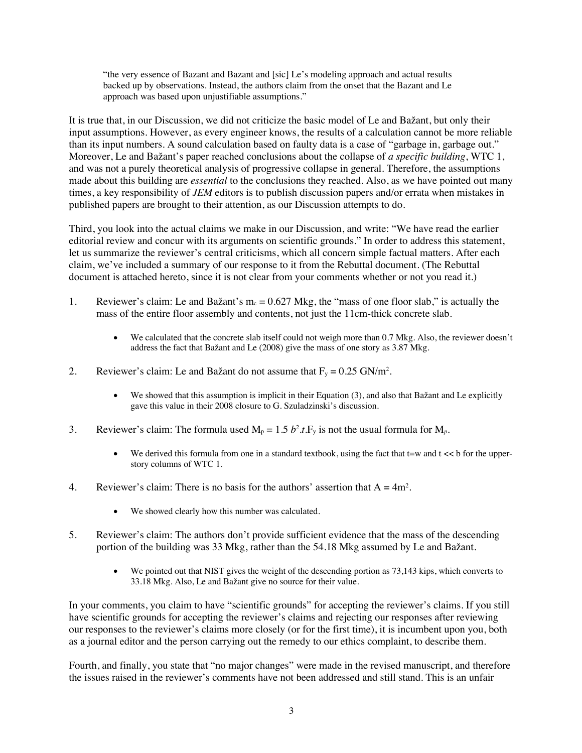> "the very essence of Bazant and Bazant and [sic] Le's modeling approach and actual results backed up by observations. Instead, the authors claim from the onset that the Bazant and Le approach was based upon unjustifiable assumptions."

It is true that, in our Discussion, we did not criticize the basic model of Le and Bažant, but only their input assumptions. However, as every engineer knows, the results of a calculation cannot be more reliable than its input numbers. A sound calculation based on faulty data is a case of "garbage in, garbage out." Moreover, Le and Bažant's paper reached conclusions about the collapse of *a specific building*, WTC 1, and was not a purely theoretical analysis of progressive collapse in general. Therefore, the assumptions made about this building are *essential* to the conclusions they reached. Also, as we have pointed out many times, a key responsibility of *JEM* editors is to publish discussion papers and/or errata when mistakes in published papers are brought to their attention, as our Discussion attempts to do.

Third, you look into the actual claims we make in our Discussion, and write: "We have read the earlier editorial review and concur with its arguments on scientific grounds." In order to address this statement, let us summarize the reviewer's central criticisms, which all concern simple factual matters. After each claim, we've included a summary of our response to it from the Rebuttal document. (The Rebuttal document is attached hereto, since it is not clear from your comments whether or not you read it.)

1. Reviewer's claim: Le and Bažant's $m_c = 0.627$ Mkg, the "mass of one floor slab," is actually the mass of the entire floor assembly and contents, not just the 11cm-thick concrete slab.
   - We calculated that the concrete slab itself could not weigh more than 0.7 Mkg. Also, the reviewer doesn't address the fact that Bažant and Le (2008) give the mass of one story as 3.87 Mkg.
2. Reviewer's claim: Le and Bažant do not assume that $F_y = 0.25$ GN/m$^2$.
   - We showed that this assumption is implicit in their Equation (3), and also that Bažant and Le explicitly gave this value in their 2008 closure to G. Szuladzinski's discussion.
3. Reviewer's claim: The formula used $M_p = 1.5\, b^2.t.F_y$ is not the usual formula for $M_p$.
   - We derived this formula from one in a standard textbook, using the fact that t=w and t << b for the upper-story columns of WTC 1.
4. Reviewer's claim: There is no basis for the authors' assertion that A = 4m$^2$.
   - We showed clearly how this number was calculated.
5. Reviewer's claim: The authors don't provide sufficient evidence that the mass of the descending portion of the building was 33 Mkg, rather than the 54.18 Mkg assumed by Le and Bažant.
   - We pointed out that NIST gives the weight of the descending portion as 73,143 kips, which converts to 33.18 Mkg. Also, Le and Bažant give no source for their value.

In your comments, you claim to have "scientific grounds" for accepting the reviewer's claims. If you still have scientific grounds for accepting the reviewer's claims and rejecting our responses after reviewing our responses to the reviewer's claims more closely (or for the first time), it is incumbent upon you, both as a journal editor and the person carrying out the remedy to our ethics complaint, to describe them.

Fourth, and finally, you state that "no major changes" were made in the revised manuscript, and therefore the issues raised in the reviewer's comments have not been addressed and still stand. This is an unfair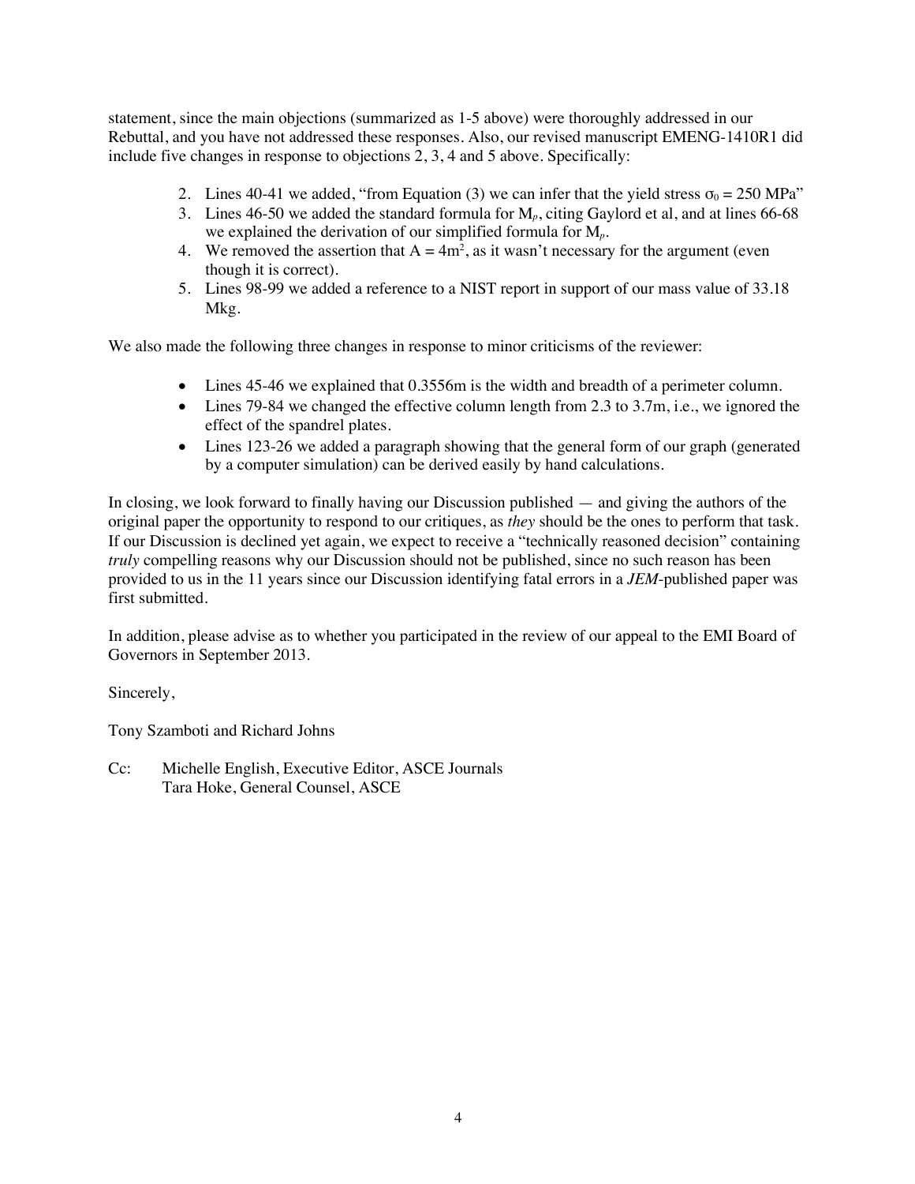statement, since the main objections (summarized as 1-5 above) were thoroughly addressed in our Rebuttal, and you have not addressed these responses. Also, our revised manuscript EMENG-1410R1 did include five changes in response to objections 2, 3, 4 and 5 above. Specifically:

2. Lines 40-41 we added, "from Equation (3) we can infer that the yield stress $\sigma_0 = 250$ MPa"
3. Lines 46-50 we added the standard formula for $M_p$, citing Gaylord et al, and at lines 66-68 we explained the derivation of our simplified formula for $M_p$.
4. We removed the assertion that $A = 4m^2$, as it wasn't necessary for the argument (even though it is correct).
5. Lines 98-99 we added a reference to a NIST report in support of our mass value of 33.18 Mkg.

We also made the following three changes in response to minor criticisms of the reviewer:

- Lines 45-46 we explained that 0.3556m is the width and breadth of a perimeter column.
- Lines 79-84 we changed the effective column length from 2.3 to 3.7m, i.e., we ignored the effect of the spandrel plates.
- Lines 123-26 we added a paragraph showing that the general form of our graph (generated by a computer simulation) can be derived easily by hand calculations.

In closing, we look forward to finally having our Discussion published — and giving the authors of the original paper the opportunity to respond to our critiques, as *they* should be the ones to perform that task. If our Discussion is declined yet again, we expect to receive a "technically reasoned decision" containing *truly* compelling reasons why our Discussion should not be published, since no such reason has been provided to us in the 11 years since our Discussion identifying fatal errors in a *JEM*-published paper was first submitted.

In addition, please advise as to whether you participated in the review of our appeal to the EMI Board of Governors in September 2013.

Sincerely,

Tony Szamboti and Richard Johns

Cc: Michelle English, Executive Editor, ASCE Journals
Tara Hoke, General Counsel, ASCE